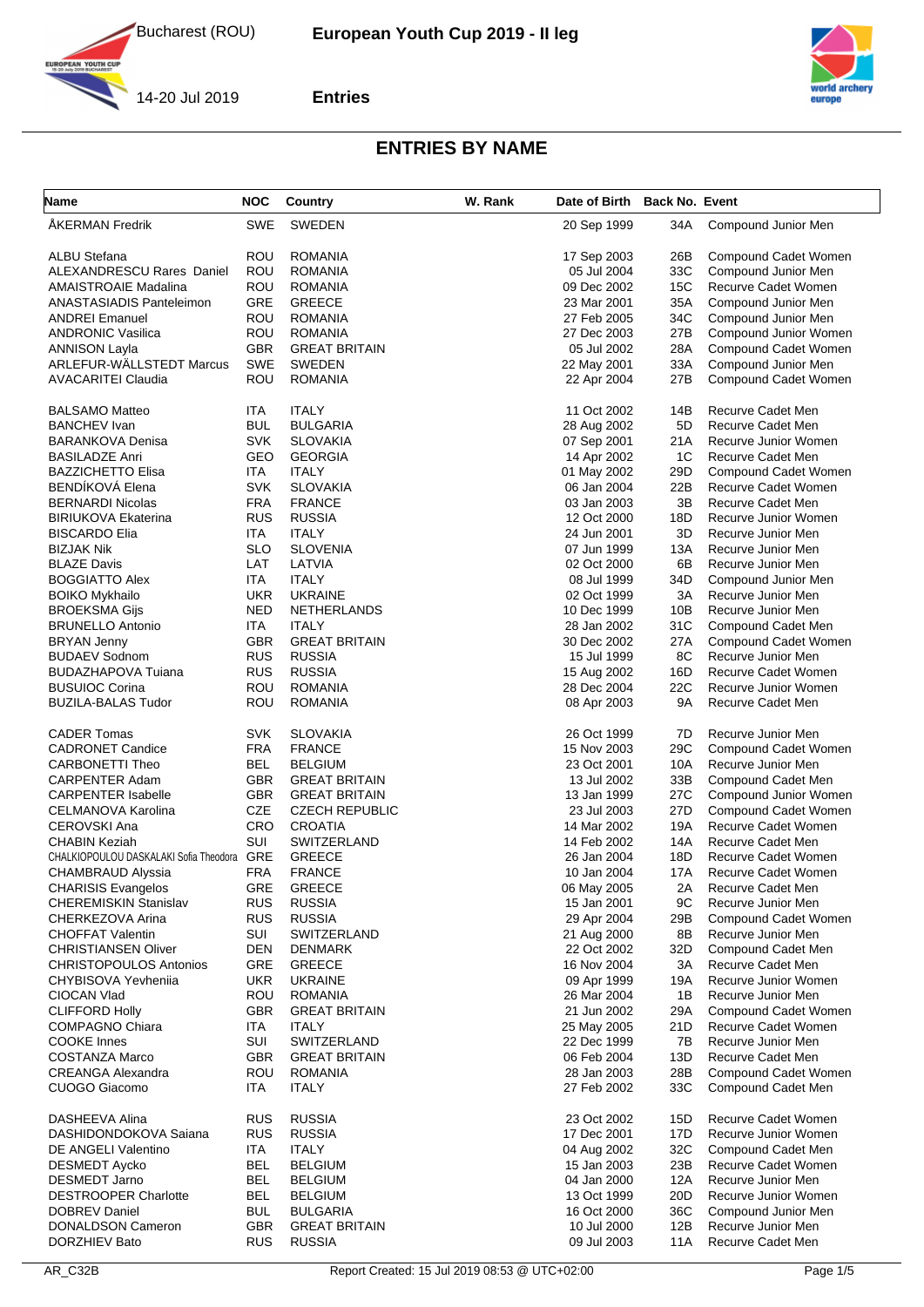Bucharest (ROU)

**European Youth Cup 2019 - II leg**

14-20 Jul 2019

**Entries**

# ENTRIES BY NAME

| Name | NOC | Country | W. Rank | Date of Birth | Back No. | Event |
|---|---|---|---|---|---|---|
| ÅKERMAN Fredrik | SWE | SWEDEN | | 20 Sep 1999 | 34A | Compound Junior Men |
| ALBU Stefana | ROU | ROMANIA | | 17 Sep 2003 | 26B | Compound Cadet Women |
| ALEXANDRESCU Rares Daniel | ROU | ROMANIA | | 05 Jul 2004 | 33C | Compound Junior Men |
| AMAISTROAIE Madalina | ROU | ROMANIA | | 09 Dec 2002 | 15C | Recurve Cadet Women |
| ANASTASIADIS Panteleimon | GRE | GREECE | | 23 Mar 2001 | 35A | Compound Junior Men |
| ANDREI Emanuel | ROU | ROMANIA | | 27 Feb 2005 | 34C | Compound Junior Men |
| ANDRONIC Vasilica | ROU | ROMANIA | | 27 Dec 2003 | 27B | Compound Junior Women |
| ANNISON Layla | GBR | GREAT BRITAIN | | 05 Jul 2002 | 28A | Compound Cadet Women |
| ARLEFUR-WÄLLSTEDT Marcus | SWE | SWEDEN | | 22 May 2001 | 33A | Compound Junior Men |
| AVACARITEI Claudia | ROU | ROMANIA | | 22 Apr 2004 | 27B | Compound Cadet Women |
| BALSAMO Matteo | ITA | ITALY | | 11 Oct 2002 | 14B | Recurve Cadet Men |
| BANCHEV Ivan | BUL | BULGARIA | | 28 Aug 2002 | 5D | Recurve Cadet Men |
| BARANKOVA Denisa | SVK | SLOVAKIA | | 07 Sep 2001 | 21A | Recurve Junior Women |
| BASILADZE Anri | GEO | GEORGIA | | 14 Apr 2002 | 1C | Recurve Cadet Men |
| BAZZICHETTO Elisa | ITA | ITALY | | 01 May 2002 | 29D | Compound Cadet Women |
| BENDÍKOVÁ Elena | SVK | SLOVAKIA | | 06 Jan 2004 | 22B | Recurve Cadet Women |
| BERNARDI Nicolas | FRA | FRANCE | | 03 Jan 2003 | 3B | Recurve Cadet Men |
| BIRIUKOVA Ekaterina | RUS | RUSSIA | | 12 Oct 2000 | 18D | Recurve Junior Women |
| BISCARDO Elia | ITA | ITALY | | 24 Jun 2001 | 3D | Recurve Junior Men |
| BIZJAK Nik | SLO | SLOVENIA | | 07 Jun 1999 | 13A | Recurve Junior Men |
| BLAZE Davis | LAT | LATVIA | | 02 Oct 2000 | 6B | Recurve Junior Men |
| BOGGIATTO Alex | ITA | ITALY | | 08 Jul 1999 | 34D | Compound Junior Men |
| BOIKO Mykhailo | UKR | UKRAINE | | 02 Oct 1999 | 3A | Recurve Junior Men |
| BROEKSMA Gijs | NED | NETHERLANDS | | 10 Dec 1999 | 10B | Recurve Junior Men |
| BRUNELLO Antonio | ITA | ITALY | | 28 Jan 2002 | 31C | Compound Cadet Men |
| BRYAN Jenny | GBR | GREAT BRITAIN | | 30 Dec 2002 | 27A | Compound Cadet Women |
| BUDAEV Sodnom | RUS | RUSSIA | | 15 Jul 1999 | 8C | Recurve Junior Men |
| BUDAZHAPOVA Tuiana | RUS | RUSSIA | | 15 Aug 2002 | 16D | Recurve Cadet Women |
| BUSUIOC Corina | ROU | ROMANIA | | 28 Dec 2004 | 22C | Recurve Junior Women |
| BUZILA-BALAS Tudor | ROU | ROMANIA | | 08 Apr 2003 | 9A | Recurve Cadet Men |
| CADER Tomas | SVK | SLOVAKIA | | 26 Oct 1999 | 7D | Recurve Junior Men |
| CADRONET Candice | FRA | FRANCE | | 15 Nov 2003 | 29C | Compound Cadet Women |
| CARBONETTI Theo | BEL | BELGIUM | | 23 Oct 2001 | 10A | Recurve Junior Men |
| CARPENTER Adam | GBR | GREAT BRITAIN | | 13 Jul 2002 | 33B | Compound Cadet Men |
| CARPENTER Isabelle | GBR | GREAT BRITAIN | | 13 Jan 1999 | 27C | Compound Junior Women |
| CELMANOVA Karolina | CZE | CZECH REPUBLIC | | 23 Jul 2003 | 27D | Compound Cadet Women |
| CEROVSKI Ana | CRO | CROATIA | | 14 Mar 2002 | 19A | Recurve Cadet Women |
| CHABIN Keziah | SUI | SWITZERLAND | | 14 Feb 2002 | 14A | Recurve Cadet Men |
| CHALKIOPOULOU DASKALAKI Sofia Theodora | GRE | GREECE | | 26 Jan 2004 | 18D | Recurve Cadet Women |
| CHAMBRAUD Alyssia | FRA | FRANCE | | 10 Jan 2004 | 17A | Recurve Cadet Women |
| CHARISIS Evangelos | GRE | GREECE | | 06 May 2005 | 2A | Recurve Cadet Men |
| CHEREMISKIN Stanislav | RUS | RUSSIA | | 15 Jan 2001 | 9C | Recurve Junior Men |
| CHERKEZOVA Arina | RUS | RUSSIA | | 29 Apr 2004 | 29B | Compound Cadet Women |
| CHOFFAT Valentin | SUI | SWITZERLAND | | 21 Aug 2000 | 8B | Recurve Junior Men |
| CHRISTIANSEN Oliver | DEN | DENMARK | | 22 Oct 2002 | 32D | Compound Cadet Men |
| CHRISTOPOULOS Antonios | GRE | GREECE | | 16 Nov 2004 | 3A | Recurve Cadet Men |
| CHYBISOVA Yevheniia | UKR | UKRAINE | | 09 Apr 1999 | 19A | Recurve Junior Women |
| CIOCAN Vlad | ROU | ROMANIA | | 26 Mar 2004 | 1B | Recurve Junior Men |
| CLIFFORD Holly | GBR | GREAT BRITAIN | | 21 Jun 2002 | 29A | Compound Cadet Women |
| COMPAGNO Chiara | ITA | ITALY | | 25 May 2005 | 21D | Recurve Cadet Women |
| COOKE Innes | SUI | SWITZERLAND | | 22 Dec 1999 | 7B | Recurve Junior Men |
| COSTANZA Marco | GBR | GREAT BRITAIN | | 06 Feb 2004 | 13D | Recurve Cadet Men |
| CREANGA Alexandra | ROU | ROMANIA | | 28 Jan 2003 | 28B | Compound Cadet Women |
| CUOGO Giacomo | ITA | ITALY | | 27 Feb 2002 | 33C | Compound Cadet Men |
| DASHEEVA Alina | RUS | RUSSIA | | 23 Oct 2002 | 15D | Recurve Cadet Women |
| DASHIDONDOKOVA Saiana | RUS | RUSSIA | | 17 Dec 2001 | 17D | Recurve Junior Women |
| DE ANGELI Valentino | ITA | ITALY | | 04 Aug 2002 | 32C | Compound Cadet Men |
| DESMEDT Aycko | BEL | BELGIUM | | 15 Jan 2003 | 23B | Recurve Cadet Women |
| DESMEDT Jarno | BEL | BELGIUM | | 04 Jan 2000 | 12A | Recurve Junior Men |
| DESTROOPER Charlotte | BEL | BELGIUM | | 13 Oct 1999 | 20D | Recurve Junior Women |
| DOBREV Daniel | BUL | BULGARIA | | 16 Oct 2000 | 36C | Compound Junior Men |
| DONALDSON Cameron | GBR | GREAT BRITAIN | | 10 Jul 2000 | 12B | Recurve Junior Men |
| DORZHIEV Bato | RUS | RUSSIA | | 09 Jul 2003 | 11A | Recurve Cadet Men |

AR_C32B

Report Created: 15 Jul 2019 08:53 @ UTC+02:00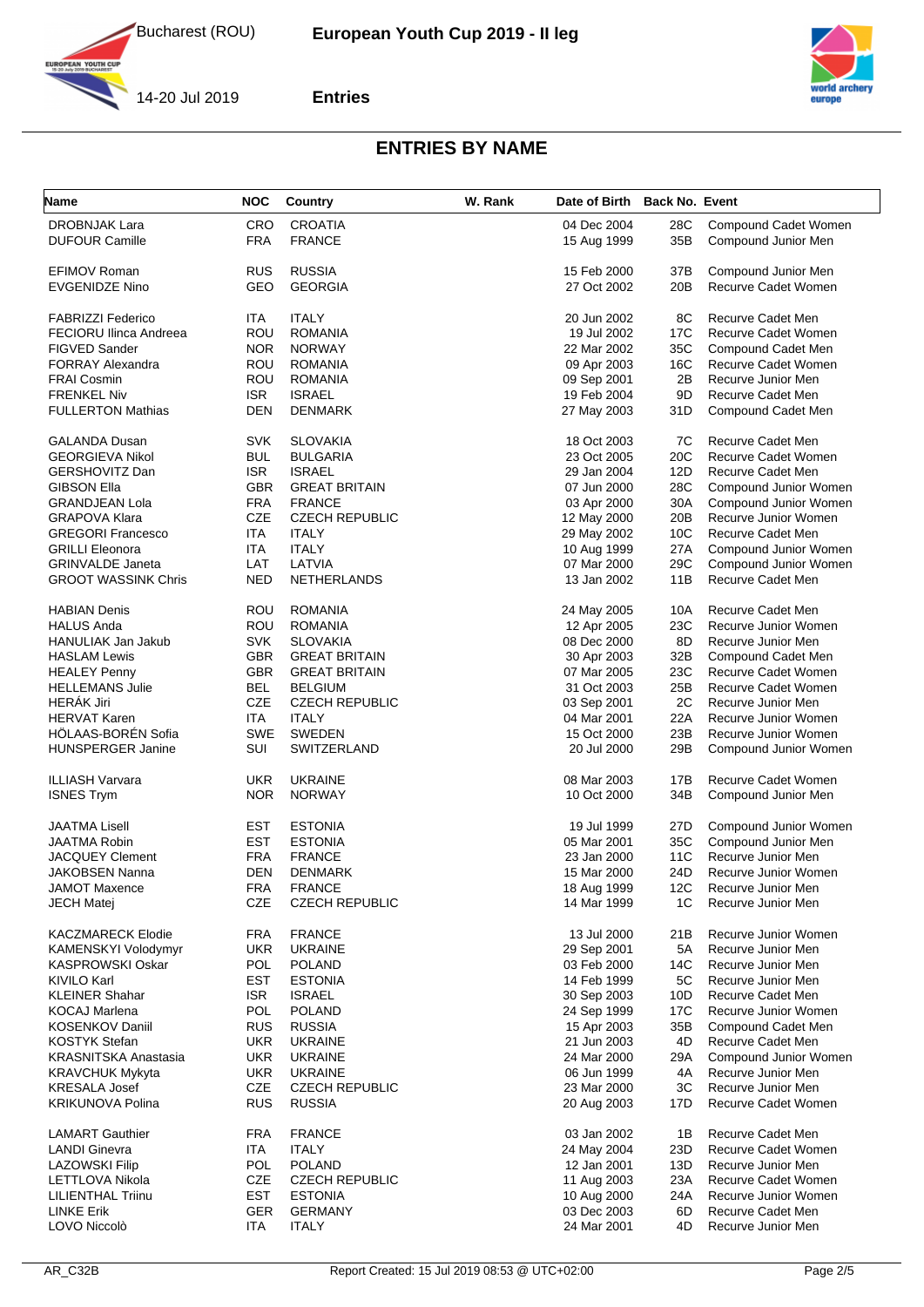## ENTRIES BY NAME

| Name | NOC | Country | W. Rank | Date of Birth | Back No. | Event |
|---|---|---|---|---|---|---|
| DROBNJAK Lara | CRO | CROATIA | | 04 Dec 2004 | 28C | Compound Cadet Women |
| DUFOUR Camille | FRA | FRANCE | | 15 Aug 1999 | 35B | Compound Junior Men |
| EFIMOV Roman | RUS | RUSSIA | | 15 Feb 2000 | 37B | Compound Junior Men |
| EVGENIDZE Nino | GEO | GEORGIA | | 27 Oct 2002 | 20B | Recurve Cadet Women |
| FABRIZZI Federico | ITA | ITALY | | 20 Jun 2002 | 8C | Recurve Cadet Men |
| FECIORU Ilinca Andreea | ROU | ROMANIA | | 19 Jul 2002 | 17C | Recurve Cadet Women |
| FIGVED Sander | NOR | NORWAY | | 22 Mar 2002 | 35C | Compound Cadet Men |
| FORRAY Alexandra | ROU | ROMANIA | | 09 Apr 2003 | 16C | Recurve Cadet Women |
| FRAI Cosmin | ROU | ROMANIA | | 09 Sep 2001 | 2B | Recurve Junior Men |
| FRENKEL Niv | ISR | ISRAEL | | 19 Feb 2004 | 9D | Recurve Cadet Men |
| FULLERTON Mathias | DEN | DENMARK | | 27 May 2003 | 31D | Compound Cadet Men |
| GALANDA Dusan | SVK | SLOVAKIA | | 18 Oct 2003 | 7C | Recurve Cadet Men |
| GEORGIEVA Nikol | BUL | BULGARIA | | 23 Oct 2005 | 20C | Recurve Cadet Women |
| GERSHOVITZ Dan | ISR | ISRAEL | | 29 Jan 2004 | 12D | Recurve Cadet Men |
| GIBSON Ella | GBR | GREAT BRITAIN | | 07 Jun 2000 | 28C | Compound Junior Women |
| GRANDJEAN Lola | FRA | FRANCE | | 03 Apr 2000 | 30A | Compound Junior Women |
| GRAPOVA Klara | CZE | CZECH REPUBLIC | | 12 May 2000 | 20B | Recurve Junior Women |
| GREGORI Francesco | ITA | ITALY | | 29 May 2002 | 10C | Recurve Cadet Men |
| GRILLI Eleonora | ITA | ITALY | | 10 Aug 1999 | 27A | Compound Junior Women |
| GRINVALDE Janeta | LAT | LATVIA | | 07 Mar 2000 | 29C | Compound Junior Women |
| GROOT WASSINK Chris | NED | NETHERLANDS | | 13 Jan 2002 | 11B | Recurve Cadet Men |
| HABIAN Denis | ROU | ROMANIA | | 24 May 2005 | 10A | Recurve Cadet Men |
| HALUS Anda | ROU | ROMANIA | | 12 Apr 2005 | 23C | Recurve Junior Women |
| HANULIAK Jan Jakub | SVK | SLOVAKIA | | 08 Dec 2000 | 8D | Recurve Junior Men |
| HASLAM Lewis | GBR | GREAT BRITAIN | | 30 Apr 2003 | 32B | Compound Cadet Men |
| HEALEY Penny | GBR | GREAT BRITAIN | | 07 Mar 2005 | 23C | Recurve Cadet Women |
| HELLEMANS Julie | BEL | BELGIUM | | 31 Oct 2003 | 25B | Recurve Cadet Women |
| HERÁK Jiri | CZE | CZECH REPUBLIC | | 03 Sep 2001 | 2C | Recurve Junior Men |
| HERVAT Karen | ITA | ITALY | | 04 Mar 2001 | 22A | Recurve Junior Women |
| HÖLAAS-BORÉN Sofia | SWE | SWEDEN | | 15 Oct 2000 | 23B | Recurve Junior Women |
| HUNSPERGER Janine | SUI | SWITZERLAND | | 20 Jul 2000 | 29B | Compound Junior Women |
| ILLIASH Varvara | UKR | UKRAINE | | 08 Mar 2003 | 17B | Recurve Cadet Women |
| ISNES Trym | NOR | NORWAY | | 10 Oct 2000 | 34B | Compound Junior Men |
| JAATMA Lisell | EST | ESTONIA | | 19 Jul 1999 | 27D | Compound Junior Women |
| JAATMA Robin | EST | ESTONIA | | 05 Mar 2001 | 35C | Compound Junior Men |
| JACQUEY Clement | FRA | FRANCE | | 23 Jan 2000 | 11C | Recurve Junior Men |
| JAKOBSEN Nanna | DEN | DENMARK | | 15 Mar 2000 | 24D | Recurve Junior Women |
| JAMOT Maxence | FRA | FRANCE | | 18 Aug 1999 | 12C | Recurve Junior Men |
| JECH Matej | CZE | CZECH REPUBLIC | | 14 Mar 1999 | 1C | Recurve Junior Men |
| KACZMARECK Elodie | FRA | FRANCE | | 13 Jul 2000 | 21B | Recurve Junior Women |
| KAMENSKYI Volodymyr | UKR | UKRAINE | | 29 Sep 2001 | 5A | Recurve Junior Men |
| KASPROWSKI Oskar | POL | POLAND | | 03 Feb 2000 | 14C | Recurve Junior Men |
| KIVILO Karl | EST | ESTONIA | | 14 Feb 1999 | 5C | Recurve Junior Men |
| KLEINER Shahar | ISR | ISRAEL | | 30 Sep 2003 | 10D | Recurve Cadet Men |
| KOCAJ Marlena | POL | POLAND | | 24 Sep 1999 | 17C | Recurve Junior Women |
| KOSENKOV Daniil | RUS | RUSSIA | | 15 Apr 2003 | 35B | Compound Cadet Men |
| KOSTYK Stefan | UKR | UKRAINE | | 21 Jun 2003 | 4D | Recurve Cadet Men |
| KRASNITSKA Anastasia | UKR | UKRAINE | | 24 Mar 2000 | 29A | Compound Junior Women |
| KRAVCHUK Mykyta | UKR | UKRAINE | | 06 Jun 1999 | 4A | Recurve Junior Men |
| KRESALA Josef | CZE | CZECH REPUBLIC | | 23 Mar 2000 | 3C | Recurve Junior Men |
| KRIKUNOVA Polina | RUS | RUSSIA | | 20 Aug 2003 | 17D | Recurve Cadet Women |
| LAMART Gauthier | FRA | FRANCE | | 03 Jan 2002 | 1B | Recurve Cadet Men |
| LANDI Ginevra | ITA | ITALY | | 24 May 2004 | 23D | Recurve Cadet Women |
| LAZOWSKI Filip | POL | POLAND | | 12 Jan 2001 | 13D | Recurve Junior Men |
| LETTLOVA Nikola | CZE | CZECH REPUBLIC | | 11 Aug 2003 | 23A | Recurve Cadet Women |
| LILIENTHAL Triinu | EST | ESTONIA | | 10 Aug 2000 | 24A | Recurve Junior Women |
| LINKE Erik | GER | GERMANY | | 03 Dec 2003 | 6D | Recurve Cadet Men |
| LOVO Niccolò | ITA | ITALY | | 24 Mar 2001 | 4D | Recurve Junior Men |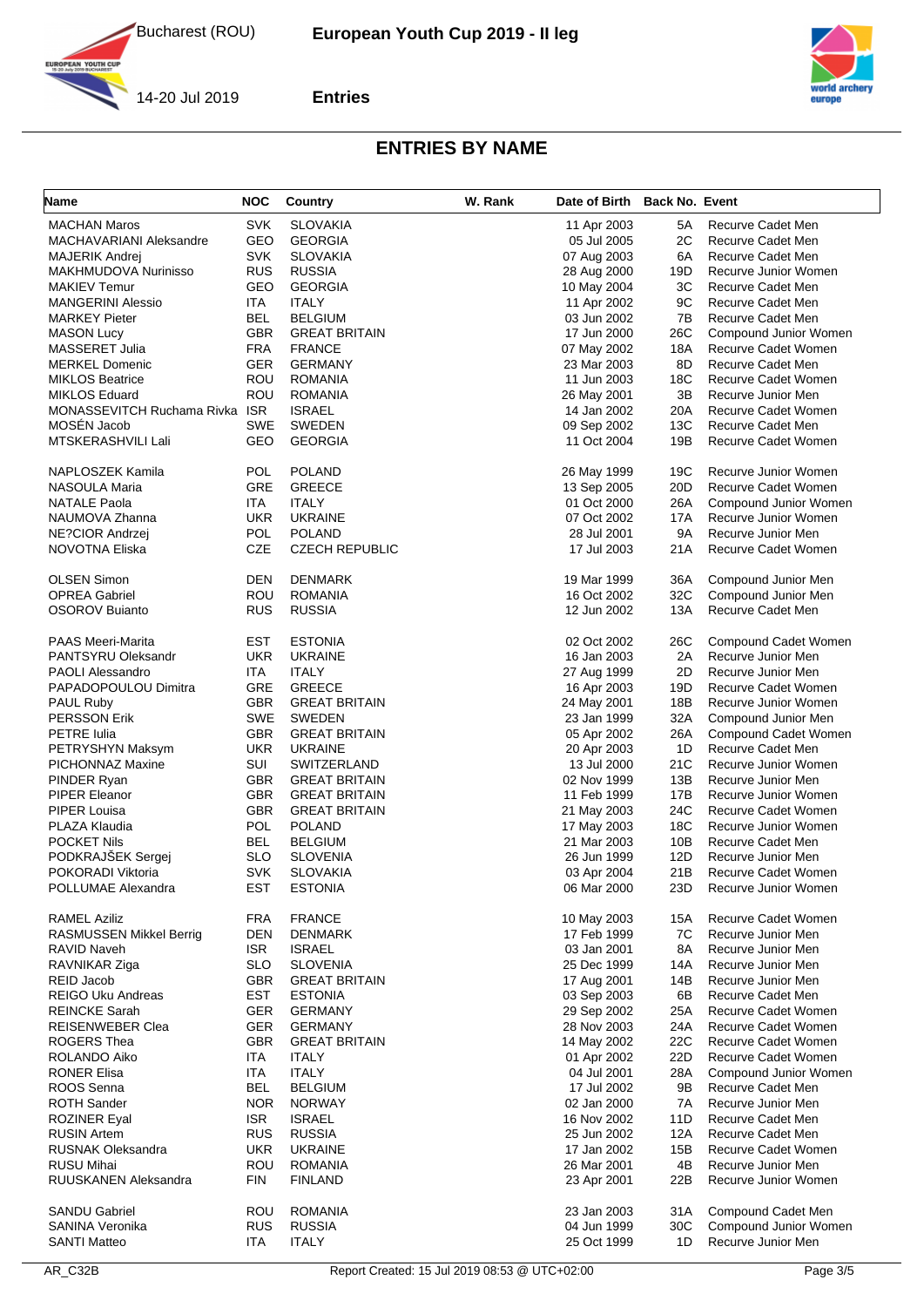## ENTRIES BY NAME

| Name | NOC | Country | W. Rank | Date of Birth | Back No. | Event |
|---|---|---|---|---|---|---|
| MACHAN Maros | SVK | SLOVAKIA | | 11 Apr 2003 | 5A | Recurve Cadet Men |
| MACHAVARIANI Aleksandre | GEO | GEORGIA | | 05 Jul 2005 | 2C | Recurve Cadet Men |
| MAJERIK Andrej | SVK | SLOVAKIA | | 07 Aug 2003 | 6A | Recurve Cadet Men |
| MAKHMUDOVA Nurinisso | RUS | RUSSIA | | 28 Aug 2000 | 19D | Recurve Junior Women |
| MAKIEV Temur | GEO | GEORGIA | | 10 May 2004 | 3C | Recurve Cadet Men |
| MANGERINI Alessio | ITA | ITALY | | 11 Apr 2002 | 9C | Recurve Cadet Men |
| MARKEY Pieter | BEL | BELGIUM | | 03 Jun 2002 | 7B | Recurve Cadet Men |
| MASON Lucy | GBR | GREAT BRITAIN | | 17 Jun 2000 | 26C | Compound Junior Women |
| MASSERET Julia | FRA | FRANCE | | 07 May 2002 | 18A | Recurve Cadet Women |
| MERKEL Domenic | GER | GERMANY | | 23 Mar 2003 | 8D | Recurve Cadet Men |
| MIKLOS Beatrice | ROU | ROMANIA | | 11 Jun 2003 | 18C | Recurve Cadet Women |
| MIKLOS Eduard | ROU | ROMANIA | | 26 May 2001 | 3B | Recurve Junior Men |
| MONASSEVITCH Ruchama Rivka | ISR | ISRAEL | | 14 Jan 2002 | 20A | Recurve Cadet Women |
| MOSÉN Jacob | SWE | SWEDEN | | 09 Sep 2002 | 13C | Recurve Cadet Men |
| MTSKERASHVILI Lali | GEO | GEORGIA | | 11 Oct 2004 | 19B | Recurve Cadet Women |
| NAPLOSZEK Kamila | POL | POLAND | | 26 May 1999 | 19C | Recurve Junior Women |
| NASOULA Maria | GRE | GREECE | | 13 Sep 2005 | 20D | Recurve Cadet Women |
| NATALE Paola | ITA | ITALY | | 01 Oct 2000 | 26A | Compound Junior Women |
| NAUMOVA Zhanna | UKR | UKRAINE | | 07 Oct 2002 | 17A | Recurve Junior Women |
| NE?CIOR Andrzej | POL | POLAND | | 28 Jul 2001 | 9A | Recurve Junior Men |
| NOVOTNA Eliska | CZE | CZECH REPUBLIC | | 17 Jul 2003 | 21A | Recurve Cadet Women |
| OLSEN Simon | DEN | DENMARK | | 19 Mar 1999 | 36A | Compound Junior Men |
| OPREA Gabriel | ROU | ROMANIA | | 16 Oct 2002 | 32C | Compound Junior Men |
| OSOROV Buianto | RUS | RUSSIA | | 12 Jun 2002 | 13A | Recurve Cadet Men |
| PAAS Meeri-Marita | EST | ESTONIA | | 02 Oct 2002 | 26C | Compound Cadet Women |
| PANTSYRU Oleksandr | UKR | UKRAINE | | 16 Jan 2003 | 2A | Recurve Junior Men |
| PAOLI Alessandro | ITA | ITALY | | 27 Aug 1999 | 2D | Recurve Junior Men |
| PAPADOPOULOU Dimitra | GRE | GREECE | | 16 Apr 2003 | 19D | Recurve Cadet Women |
| PAUL Ruby | GBR | GREAT BRITAIN | | 24 May 2001 | 18B | Recurve Junior Women |
| PERSSON Erik | SWE | SWEDEN | | 23 Jan 1999 | 32A | Compound Junior Men |
| PETRE Iulia | GBR | GREAT BRITAIN | | 05 Apr 2002 | 26A | Compound Cadet Women |
| PETRYSHYN Maksym | UKR | UKRAINE | | 20 Apr 2003 | 1D | Recurve Cadet Men |
| PICHONNAZ Maxine | SUI | SWITZERLAND | | 13 Jul 2000 | 21C | Recurve Junior Women |
| PINDER Ryan | GBR | GREAT BRITAIN | | 02 Nov 1999 | 13B | Recurve Junior Men |
| PIPER Eleanor | GBR | GREAT BRITAIN | | 11 Feb 1999 | 17B | Recurve Junior Women |
| PIPER Louisa | GBR | GREAT BRITAIN | | 21 May 2003 | 24C | Recurve Cadet Women |
| PLAZA Klaudia | POL | POLAND | | 17 May 2003 | 18C | Recurve Junior Women |
| POCKET Nils | BEL | BELGIUM | | 21 Mar 2003 | 10B | Recurve Cadet Men |
| PODKRAJŠEK Sergej | SLO | SLOVENIA | | 26 Jun 1999 | 12D | Recurve Junior Men |
| POKORADI Viktoria | SVK | SLOVAKIA | | 03 Apr 2004 | 21B | Recurve Cadet Women |
| POLLUMAE Alexandra | EST | ESTONIA | | 06 Mar 2000 | 23D | Recurve Junior Women |
| RAMEL Aziliz | FRA | FRANCE | | 10 May 2003 | 15A | Recurve Cadet Women |
| RASMUSSEN Mikkel Berrig | DEN | DENMARK | | 17 Feb 1999 | 7C | Recurve Junior Men |
| RAVID Naveh | ISR | ISRAEL | | 03 Jan 2001 | 8A | Recurve Junior Men |
| RAVNIKAR Ziga | SLO | SLOVENIA | | 25 Dec 1999 | 14A | Recurve Junior Men |
| REID Jacob | GBR | GREAT BRITAIN | | 17 Aug 2001 | 14B | Recurve Junior Men |
| REIGO Uku Andreas | EST | ESTONIA | | 03 Sep 2003 | 6B | Recurve Cadet Men |
| REINCKE Sarah | GER | GERMANY | | 29 Sep 2002 | 25A | Recurve Cadet Women |
| REISENWEBER Clea | GER | GERMANY | | 28 Nov 2003 | 24A | Recurve Cadet Women |
| ROGERS Thea | GBR | GREAT BRITAIN | | 14 May 2002 | 22C | Recurve Cadet Women |
| ROLANDO Aiko | ITA | ITALY | | 01 Apr 2002 | 22D | Recurve Cadet Women |
| RONER Elisa | ITA | ITALY | | 04 Jul 2001 | 28A | Compound Junior Women |
| ROOS Senna | BEL | BELGIUM | | 17 Jul 2002 | 9B | Recurve Cadet Men |
| ROTH Sander | NOR | NORWAY | | 02 Jan 2000 | 7A | Recurve Junior Men |
| ROZINER Eyal | ISR | ISRAEL | | 16 Nov 2002 | 11D | Recurve Cadet Men |
| RUSIN Artem | RUS | RUSSIA | | 25 Jun 2002 | 12A | Recurve Cadet Men |
| RUSNAK Oleksandra | UKR | UKRAINE | | 17 Jan 2002 | 15B | Recurve Cadet Women |
| RUSU Mihai | ROU | ROMANIA | | 26 Mar 2001 | 4B | Recurve Junior Men |
| RUUSKANEN Aleksandra | FIN | FINLAND | | 23 Apr 2001 | 22B | Recurve Junior Women |
| SANDU Gabriel | ROU | ROMANIA | | 23 Jan 2003 | 31A | Compound Cadet Men |
| SANINA Veronika | RUS | RUSSIA | | 04 Jun 1999 | 30C | Compound Junior Women |
| SANTI Matteo | ITA | ITALY | | 25 Oct 1999 | 1D | Recurve Junior Men |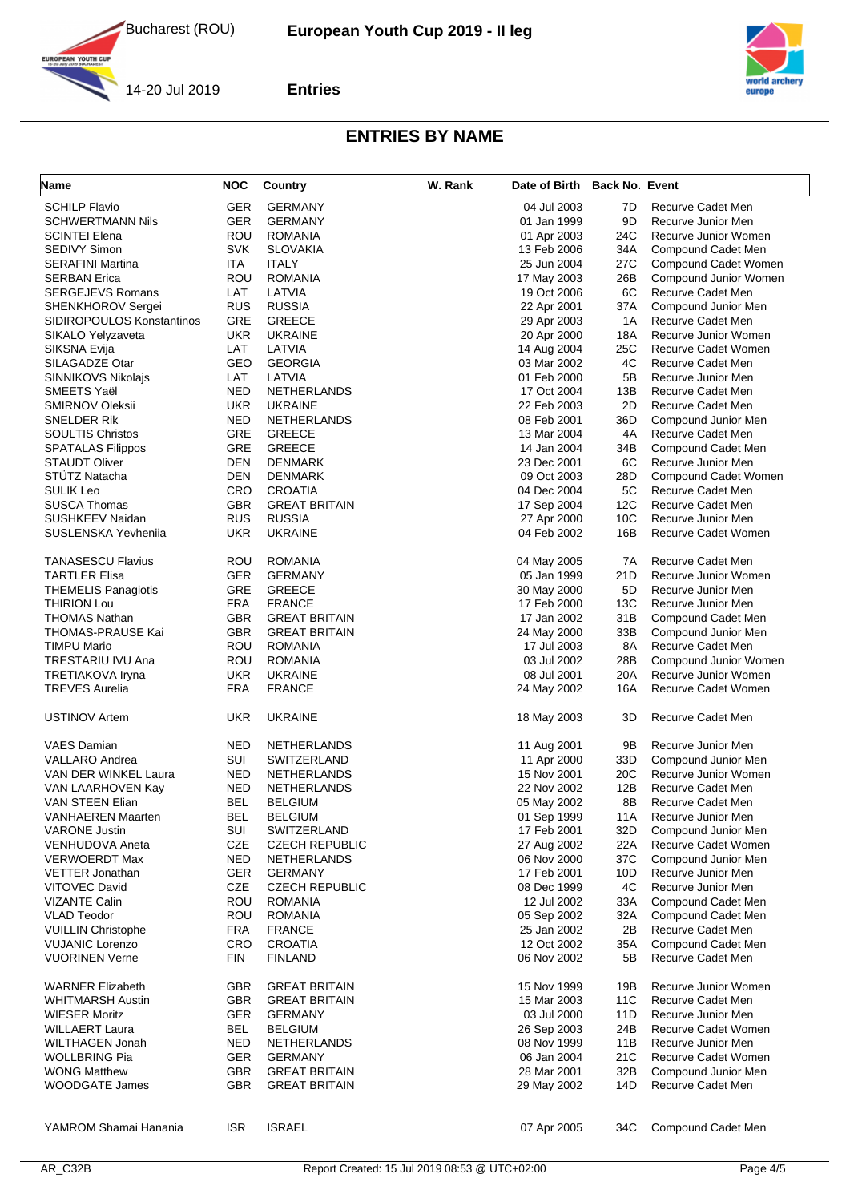# ENTRIES BY NAME

| Name | NOC | Country | W. Rank | Date of Birth | Back No. | Event |
|---|---|---|---|---|---|---|
| SCHILP Flavio | GER | GERMANY | | 04 Jul 2003 | 7D | Recurve Cadet Men |
| SCHWERTMANN Nils | GER | GERMANY | | 01 Jan 1999 | 9D | Recurve Junior Men |
| SCINTEI Elena | ROU | ROMANIA | | 01 Apr 2003 | 24C | Recurve Junior Women |
| SEDIVY Simon | SVK | SLOVAKIA | | 13 Feb 2006 | 34A | Compound Cadet Men |
| SERAFINI Martina | ITA | ITALY | | 25 Jun 2004 | 27C | Compound Cadet Women |
| SERBAN Erica | ROU | ROMANIA | | 17 May 2003 | 26B | Compound Junior Women |
| SERGEJEVS Romans | LAT | LATVIA | | 19 Oct 2006 | 6C | Recurve Cadet Men |
| SHENKHOROV Sergei | RUS | RUSSIA | | 22 Apr 2001 | 37A | Compound Junior Men |
| SIDIROPOULOS Konstantinos | GRE | GREECE | | 29 Apr 2003 | 1A | Recurve Cadet Men |
| SIKALO Yelyzaveta | UKR | UKRAINE | | 20 Apr 2000 | 18A | Recurve Junior Women |
| SIKSNA Evija | LAT | LATVIA | | 14 Aug 2004 | 25C | Recurve Cadet Women |
| SILAGADZE Otar | GEO | GEORGIA | | 03 Mar 2002 | 4C | Recurve Cadet Men |
| SINNIKOVS Nikolajs | LAT | LATVIA | | 01 Feb 2000 | 5B | Recurve Junior Men |
| SMEETS Yaël | NED | NETHERLANDS | | 17 Oct 2004 | 13B | Recurve Cadet Men |
| SMIRNOV Oleksii | UKR | UKRAINE | | 22 Feb 2003 | 2D | Recurve Cadet Men |
| SNELDER Rik | NED | NETHERLANDS | | 08 Feb 2001 | 36D | Compound Junior Men |
| SOULTIS Christos | GRE | GREECE | | 13 Mar 2004 | 4A | Recurve Cadet Men |
| SPATALAS Filippos | GRE | GREECE | | 14 Jan 2004 | 34B | Compound Cadet Men |
| STAUDT Oliver | DEN | DENMARK | | 23 Dec 2001 | 6C | Recurve Junior Men |
| STÜTZ Natacha | DEN | DENMARK | | 09 Oct 2003 | 28D | Compound Cadet Women |
| SULIK Leo | CRO | CROATIA | | 04 Dec 2004 | 5C | Recurve Cadet Men |
| SUSCA Thomas | GBR | GREAT BRITAIN | | 17 Sep 2004 | 12C | Recurve Cadet Men |
| SUSHKEEV Naidan | RUS | RUSSIA | | 27 Apr 2000 | 10C | Recurve Junior Men |
| SUSLENSKA Yevheniia | UKR | UKRAINE | | 04 Feb 2002 | 16B | Recurve Cadet Women |
| TANASESCU Flavius | ROU | ROMANIA | | 04 May 2005 | 7A | Recurve Cadet Men |
| TARTLER Elisa | GER | GERMANY | | 05 Jan 1999 | 21D | Recurve Junior Women |
| THEMELIS Panagiotis | GRE | GREECE | | 30 May 2000 | 5D | Recurve Junior Men |
| THIRION Lou | FRA | FRANCE | | 17 Feb 2000 | 13C | Recurve Junior Men |
| THOMAS Nathan | GBR | GREAT BRITAIN | | 17 Jan 2002 | 31B | Compound Cadet Men |
| THOMAS-PRAUSE Kai | GBR | GREAT BRITAIN | | 24 May 2000 | 33B | Compound Junior Men |
| TIMPU Mario | ROU | ROMANIA | | 17 Jul 2003 | 8A | Recurve Cadet Men |
| TRESTARIU IVU Ana | ROU | ROMANIA | | 03 Jul 2002 | 28B | Compound Junior Women |
| TRETIAKOVA Iryna | UKR | UKRAINE | | 08 Jul 2001 | 20A | Recurve Junior Women |
| TREVES Aurelia | FRA | FRANCE | | 24 May 2002 | 16A | Recurve Cadet Women |
| USTINOV Artem | UKR | UKRAINE | | 18 May 2003 | 3D | Recurve Cadet Men |
| VAES Damian | NED | NETHERLANDS | | 11 Aug 2001 | 9B | Recurve Junior Men |
| VALLARO Andrea | SUI | SWITZERLAND | | 11 Apr 2000 | 33D | Compound Junior Men |
| VAN DER WINKEL Laura | NED | NETHERLANDS | | 15 Nov 2001 | 20C | Recurve Junior Women |
| VAN LAARHOVEN Kay | NED | NETHERLANDS | | 22 Nov 2002 | 12B | Recurve Cadet Men |
| VAN STEEN Elian | BEL | BELGIUM | | 05 May 2002 | 8B | Recurve Cadet Men |
| VANHAEREN Maarten | BEL | BELGIUM | | 01 Sep 1999 | 11A | Recurve Junior Men |
| VARONE Justin | SUI | SWITZERLAND | | 17 Feb 2001 | 32D | Compound Junior Men |
| VENHUDOVA Aneta | CZE | CZECH REPUBLIC | | 27 Aug 2002 | 22A | Recurve Cadet Women |
| VERWOERDT Max | NED | NETHERLANDS | | 06 Nov 2000 | 37C | Compound Junior Men |
| VETTER Jonathan | GER | GERMANY | | 17 Feb 2001 | 10D | Recurve Junior Men |
| VITOVEC David | CZE | CZECH REPUBLIC | | 08 Dec 1999 | 4C | Recurve Junior Men |
| VIZANTE Calin | ROU | ROMANIA | | 12 Jul 2002 | 33A | Compound Cadet Men |
| VLAD Teodor | ROU | ROMANIA | | 05 Sep 2002 | 32A | Compound Cadet Men |
| VUILLIN Christophe | FRA | FRANCE | | 25 Jan 2002 | 2B | Recurve Cadet Men |
| VUJANIC Lorenzo | CRO | CROATIA | | 12 Oct 2002 | 35A | Compound Cadet Men |
| VUORINEN Verne | FIN | FINLAND | | 06 Nov 2002 | 5B | Recurve Cadet Men |
| WARNER Elizabeth | GBR | GREAT BRITAIN | | 15 Nov 1999 | 19B | Recurve Junior Women |
| WHITMARSH Austin | GBR | GREAT BRITAIN | | 15 Mar 2003 | 11C | Recurve Cadet Men |
| WIESER Moritz | GER | GERMANY | | 03 Jul 2000 | 11D | Recurve Junior Men |
| WILLAERT Laura | BEL | BELGIUM | | 26 Sep 2003 | 24B | Recurve Cadet Women |
| WILTHAGEN Jonah | NED | NETHERLANDS | | 08 Nov 1999 | 11B | Recurve Junior Men |
| WOLLBRING Pia | GER | GERMANY | | 06 Jan 2004 | 21C | Recurve Cadet Women |
| WONG Matthew | GBR | GREAT BRITAIN | | 28 Mar 2001 | 32B | Compound Junior Men |
| WOODGATE James | GBR | GREAT BRITAIN | | 29 May 2002 | 14D | Recurve Cadet Men |
| YAMROM Shamai Hanania | ISR | ISRAEL | | 07 Apr 2005 | 34C | Compound Cadet Men |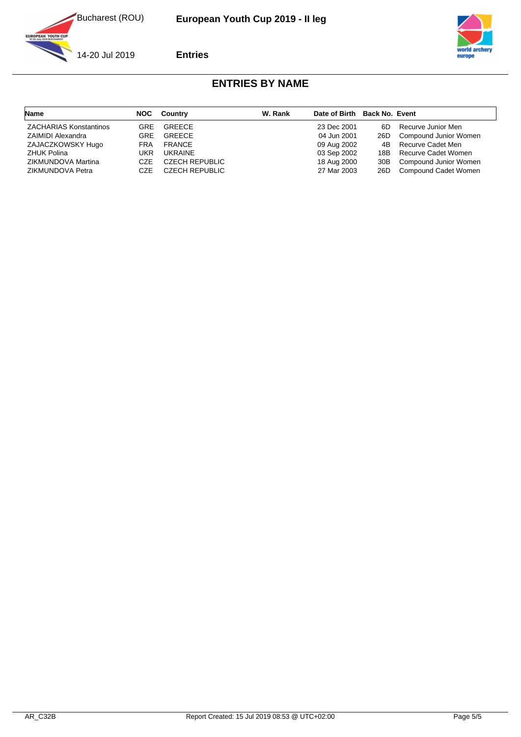## ENTRIES BY NAME

| Name | NOC | Country | W. Rank | Date of Birth | Back No. | Event |
|---|---|---|---|---|---|---|
| ZACHARIAS Konstantinos | GRE | GREECE | | 23 Dec 2001 | 6D | Recurve Junior Men |
| ZAIMIDI Alexandra | GRE | GREECE | | 04 Jun 2001 | 26D | Compound Junior Women |
| ZAJACZKOWSKY Hugo | FRA | FRANCE | | 09 Aug 2002 | 4B | Recurve Cadet Men |
| ZHUK Polina | UKR | UKRAINE | | 03 Sep 2002 | 18B | Recurve Cadet Women |
| ZIKMUNDOVA Martina | CZE | CZECH REPUBLIC | | 18 Aug 2000 | 30B | Compound Junior Women |
| ZIKMUNDOVA Petra | CZE | CZECH REPUBLIC | | 27 Mar 2003 | 26D | Compound Cadet Women |